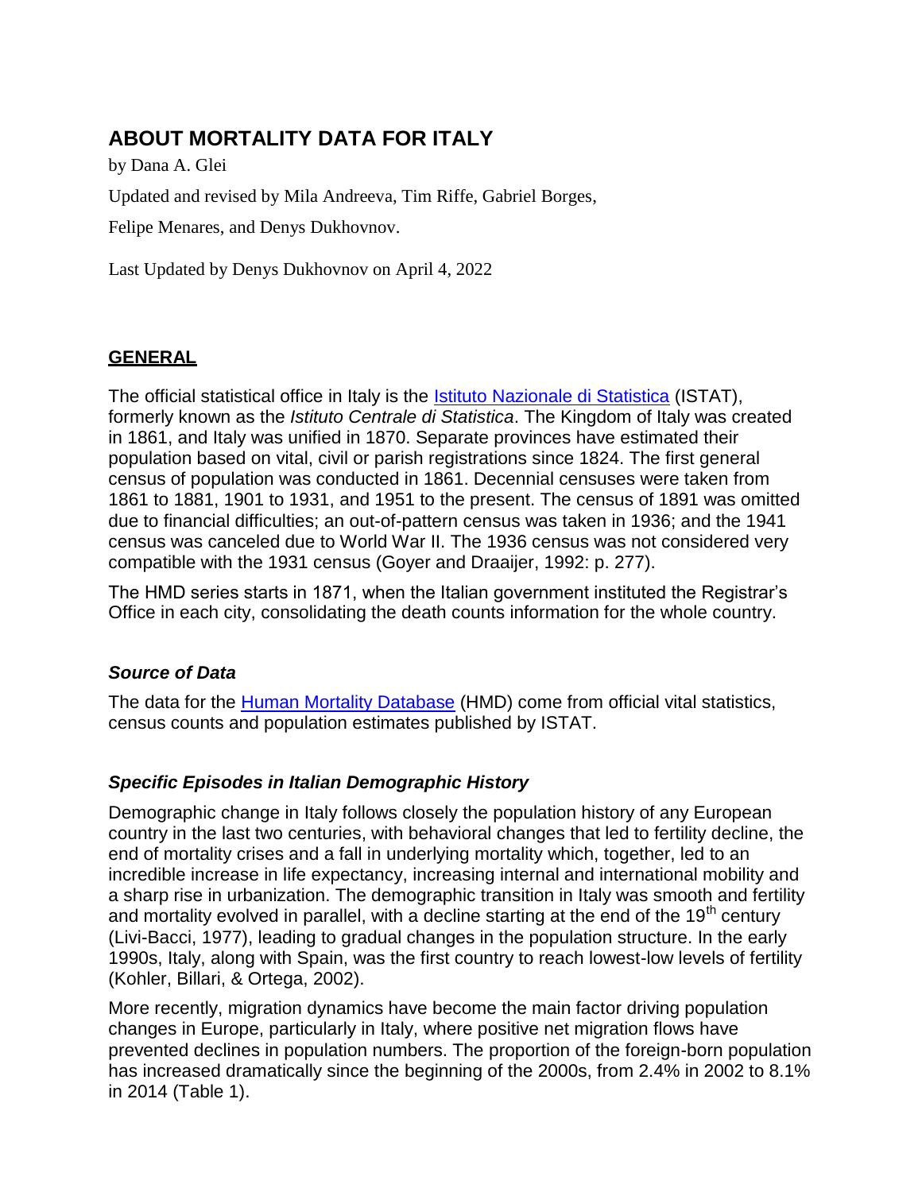# ABOUT MORTALITY DATA FOR ITALY

by Dana A. Glei

Updated and revised by Mila Andreeva, Tim Riffe, Gabriel Borges,

Felipe Menares, and Denys Dukhovnov.

Last Updated by Denys Dukhovnov on April 4, 2022

## GENERAL

The official statistical office in Italy is the Istituto Nazionale di Statistica (ISTAT), formerly known as the *Istituto Centrale di Statistica*. The Kingdom of Italy was created in 1861, and Italy was unified in 1870. Separate provinces have estimated their population based on vital, civil or parish registrations since 1824. The first general census of population was conducted in 1861. Decennial censuses were taken from 1861 to 1881, 1901 to 1931, and 1951 to the present. The census of 1891 was omitted due to financial difficulties; an out-of-pattern census was taken in 1936; and the 1941 census was canceled due to World War II. The 1936 census was not considered very compatible with the 1931 census (Goyer and Draaijer, 1992: p. 277).

The HMD series starts in 1871, when the Italian government instituted the Registrar's Office in each city, consolidating the death counts information for the whole country.

### *Source of Data*

The data for the Human Mortality Database (HMD) come from official vital statistics, census counts and population estimates published by ISTAT.

### *Specific Episodes in Italian Demographic History*

Demographic change in Italy follows closely the population history of any European country in the last two centuries, with behavioral changes that led to fertility decline, the end of mortality crises and a fall in underlying mortality which, together, led to an incredible increase in life expectancy, increasing internal and international mobility and a sharp rise in urbanization. The demographic transition in Italy was smooth and fertility and mortality evolved in parallel, with a decline starting at the end of the 19$^{th}$ century (Livi-Bacci, 1977), leading to gradual changes in the population structure. In the early 1990s, Italy, along with Spain, was the first country to reach lowest-low levels of fertility (Kohler, Billari, & Ortega, 2002).

More recently, migration dynamics have become the main factor driving population changes in Europe, particularly in Italy, where positive net migration flows have prevented declines in population numbers. The proportion of the foreign-born population has increased dramatically since the beginning of the 2000s, from 2.4% in 2002 to 8.1% in 2014 (Table 1).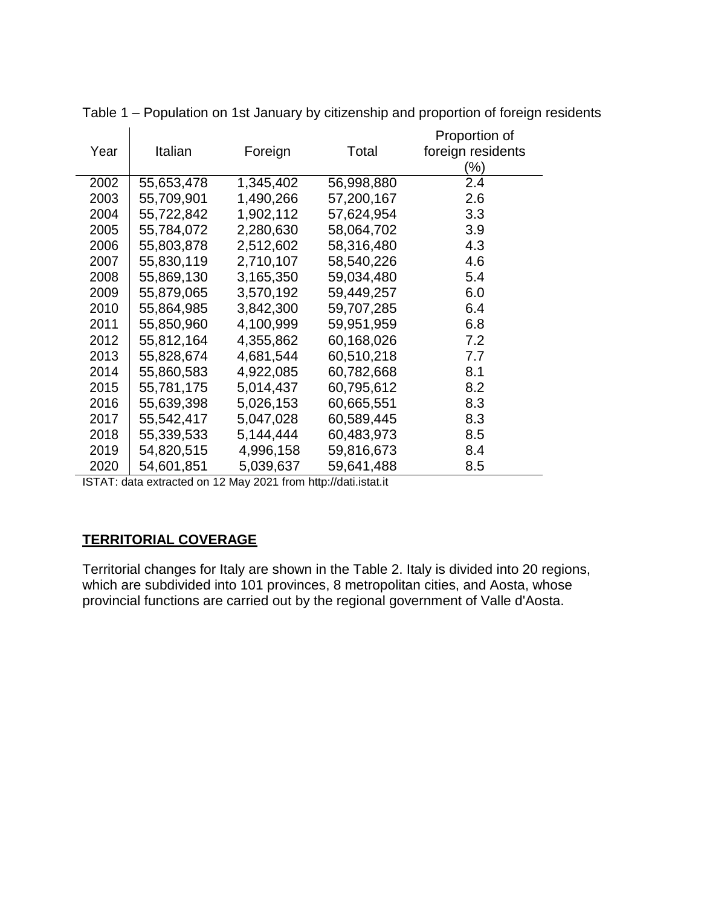Table 1 – Population on 1st January by citizenship and proportion of foreign residents

| Year | Italian | Foreign | Total | Proportion of foreign residents (%) |
|---|---|---|---|---|
| 2002 | 55,653,478 | 1,345,402 | 56,998,880 | 2.4 |
| 2003 | 55,709,901 | 1,490,266 | 57,200,167 | 2.6 |
| 2004 | 55,722,842 | 1,902,112 | 57,624,954 | 3.3 |
| 2005 | 55,784,072 | 2,280,630 | 58,064,702 | 3.9 |
| 2006 | 55,803,878 | 2,512,602 | 58,316,480 | 4.3 |
| 2007 | 55,830,119 | 2,710,107 | 58,540,226 | 4.6 |
| 2008 | 55,869,130 | 3,165,350 | 59,034,480 | 5.4 |
| 2009 | 55,879,065 | 3,570,192 | 59,449,257 | 6.0 |
| 2010 | 55,864,985 | 3,842,300 | 59,707,285 | 6.4 |
| 2011 | 55,850,960 | 4,100,999 | 59,951,959 | 6.8 |
| 2012 | 55,812,164 | 4,355,862 | 60,168,026 | 7.2 |
| 2013 | 55,828,674 | 4,681,544 | 60,510,218 | 7.7 |
| 2014 | 55,860,583 | 4,922,085 | 60,782,668 | 8.1 |
| 2015 | 55,781,175 | 5,014,437 | 60,795,612 | 8.2 |
| 2016 | 55,639,398 | 5,026,153 | 60,665,551 | 8.3 |
| 2017 | 55,542,417 | 5,047,028 | 60,589,445 | 8.3 |
| 2018 | 55,339,533 | 5,144,444 | 60,483,973 | 8.5 |
| 2019 | 54,820,515 | 4,996,158 | 59,816,673 | 8.4 |
| 2020 | 54,601,851 | 5,039,637 | 59,641,488 | 8.5 |

ISTAT: data extracted on 12 May 2021 from http://dati.istat.it

## TERRITORIAL COVERAGE

Territorial changes for Italy are shown in the Table 2. Italy is divided into 20 regions, which are subdivided into 101 provinces, 8 metropolitan cities, and Aosta, whose provincial functions are carried out by the regional government of Valle d'Aosta.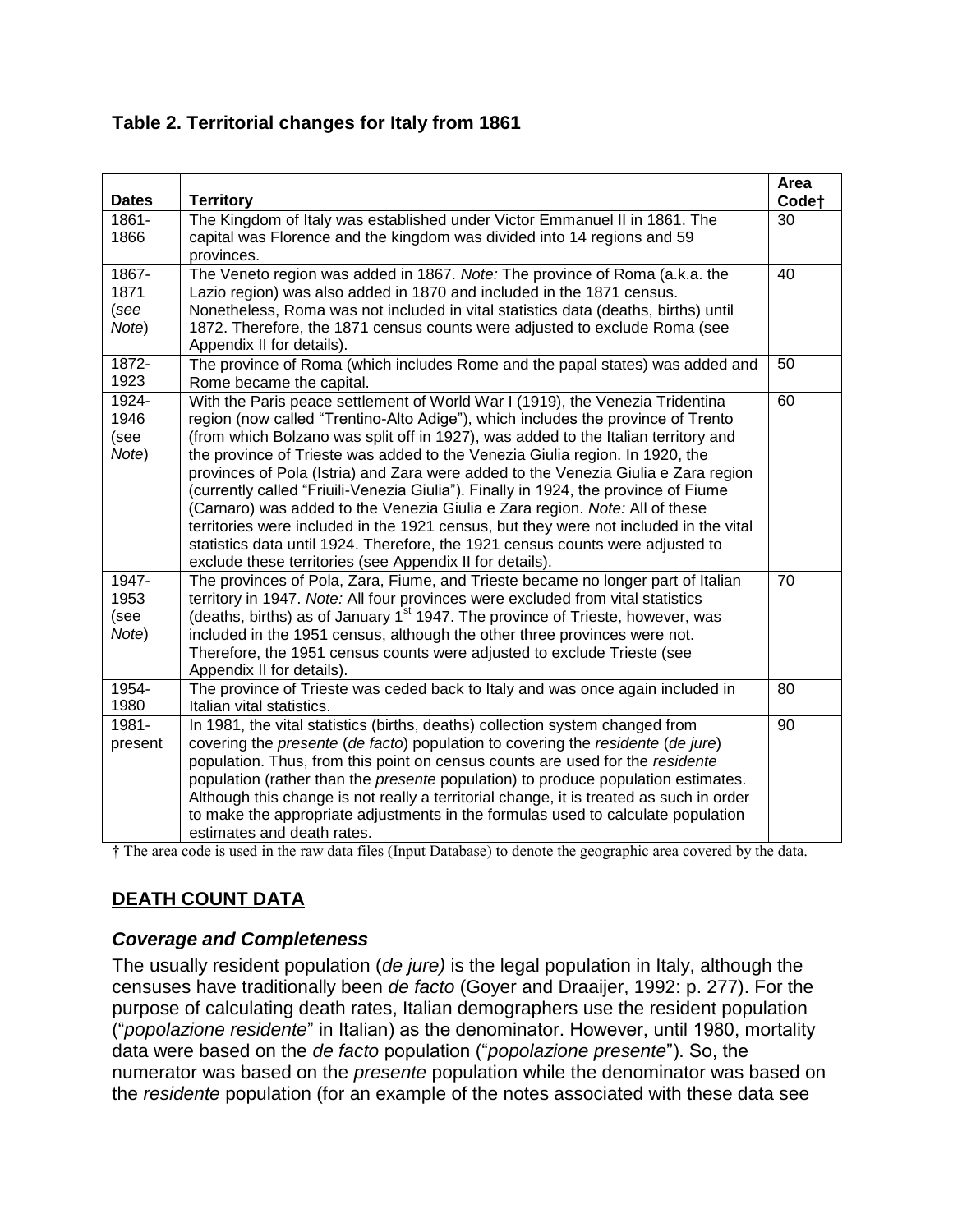### Table 2. Territorial changes for Italy from 1861

| Dates | Territory | Area Code† |
|---|---|---|
| 1861-1866 | The Kingdom of Italy was established under Victor Emmanuel II in 1861. The capital was Florence and the kingdom was divided into 14 regions and 59 provinces. | 30 |
| 1867-1871 (*see Note*) | The Veneto region was added in 1867. *Note:* The province of Roma (a.k.a. the Lazio region) was also added in 1870 and included in the 1871 census. Nonetheless, Roma was not included in vital statistics data (deaths, births) until 1872. Therefore, the 1871 census counts were adjusted to exclude Roma (see Appendix II for details). | 40 |
| 1872-1923 | The province of Roma (which includes Rome and the papal states) was added and Rome became the capital. | 50 |
| 1924-1946 (*see Note*) | With the Paris peace settlement of World War I (1919), the Venezia Tridentina region (now called "Trentino-Alto Adige"), which includes the province of Trento (from which Bolzano was split off in 1927), was added to the Italian territory and the province of Trieste was added to the Venezia Giulia region. In 1920, the provinces of Pola (Istria) and Zara were added to the Venezia Giulia e Zara region (currently called "Friuili-Venezia Giulia"). Finally in 1924, the province of Fiume (Carnaro) was added to the Venezia Giulia e Zara region. *Note:* All of these territories were included in the 1921 census, but they were not included in the vital statistics data until 1924. Therefore, the 1921 census counts were adjusted to exclude these territories (see Appendix II for details). | 60 |
| 1947-1953 (*see Note*) | The provinces of Pola, Zara, Fiume, and Trieste became no longer part of Italian territory in 1947. *Note:* All four provinces were excluded from vital statistics (deaths, births) as of January 1st 1947. The province of Trieste, however, was included in the 1951 census, although the other three provinces were not. Therefore, the 1951 census counts were adjusted to exclude Trieste (see Appendix II for details). | 70 |
| 1954-1980 | The province of Trieste was ceded back to Italy and was once again included in Italian vital statistics. | 80 |
| 1981-present | In 1981, the vital statistics (births, deaths) collection system changed from covering the *presente* (*de facto*) population to covering the *residente* (*de jure*) population. Thus, from this point on census counts are used for the *residente* population (rather than the *presente* population) to produce population estimates. Although this change is not really a territorial change, it is treated as such in order to make the appropriate adjustments in the formulas used to calculate population estimates and death rates. | 90 |

† The area code is used in the raw data files (Input Database) to denote the geographic area covered by the data.

## DEATH COUNT DATA

### *Coverage and Completeness*

The usually resident population (*de jure)* is the legal population in Italy, although the censuses have traditionally been *de facto* (Goyer and Draaijer, 1992: p. 277). For the purpose of calculating death rates, Italian demographers use the resident population ("*popolazione residente*" in Italian) as the denominator. However, until 1980, mortality data were based on the *de facto* population ("*popolazione presente*"). So, the numerator was based on the *presente* population while the denominator was based on the *residente* population (for an example of the notes associated with these data see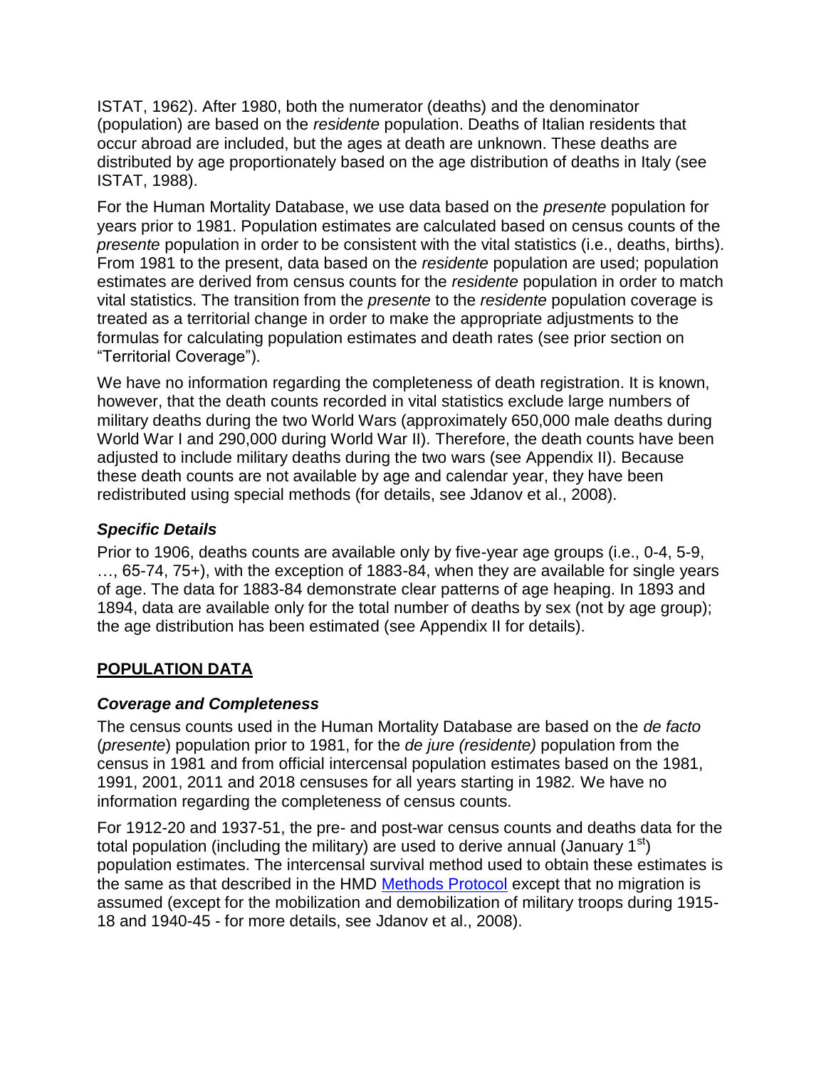ISTAT, 1962). After 1980, both the numerator (deaths) and the denominator (population) are based on the *residente* population. Deaths of Italian residents that occur abroad are included, but the ages at death are unknown. These deaths are distributed by age proportionately based on the age distribution of deaths in Italy (see ISTAT, 1988).

For the Human Mortality Database, we use data based on the *presente* population for years prior to 1981. Population estimates are calculated based on census counts of the *presente* population in order to be consistent with the vital statistics (i.e., deaths, births). From 1981 to the present, data based on the *residente* population are used; population estimates are derived from census counts for the *residente* population in order to match vital statistics. The transition from the *presente* to the *residente* population coverage is treated as a territorial change in order to make the appropriate adjustments to the formulas for calculating population estimates and death rates (see prior section on "Territorial Coverage").

We have no information regarding the completeness of death registration. It is known, however, that the death counts recorded in vital statistics exclude large numbers of military deaths during the two World Wars (approximately 650,000 male deaths during World War I and 290,000 during World War II). Therefore, the death counts have been adjusted to include military deaths during the two wars (see Appendix II). Because these death counts are not available by age and calendar year, they have been redistributed using special methods (for details, see Jdanov et al., 2008).

### *Specific Details*

Prior to 1906, deaths counts are available only by five-year age groups (i.e., 0-4, 5-9, …, 65-74, 75+), with the exception of 1883-84, when they are available for single years of age. The data for 1883-84 demonstrate clear patterns of age heaping. In 1893 and 1894, data are available only for the total number of deaths by sex (not by age group); the age distribution has been estimated (see Appendix II for details).

## POPULATION DATA

### *Coverage and Completeness*

The census counts used in the Human Mortality Database are based on the *de facto* (*presente*) population prior to 1981, for the *de jure (residente)* population from the census in 1981 and from official intercensal population estimates based on the 1981, 1991, 2001, 2011 and 2018 censuses for all years starting in 1982*.* We have no information regarding the completeness of census counts.

For 1912-20 and 1937-51, the pre- and post-war census counts and deaths data for the total population (including the military) are used to derive annual (January $1^{st}$) population estimates. The intercensal survival method used to obtain these estimates is the same as that described in the HMD Methods Protocol except that no migration is assumed (except for the mobilization and demobilization of military troops during 1915-18 and 1940-45 - for more details, see Jdanov et al., 2008).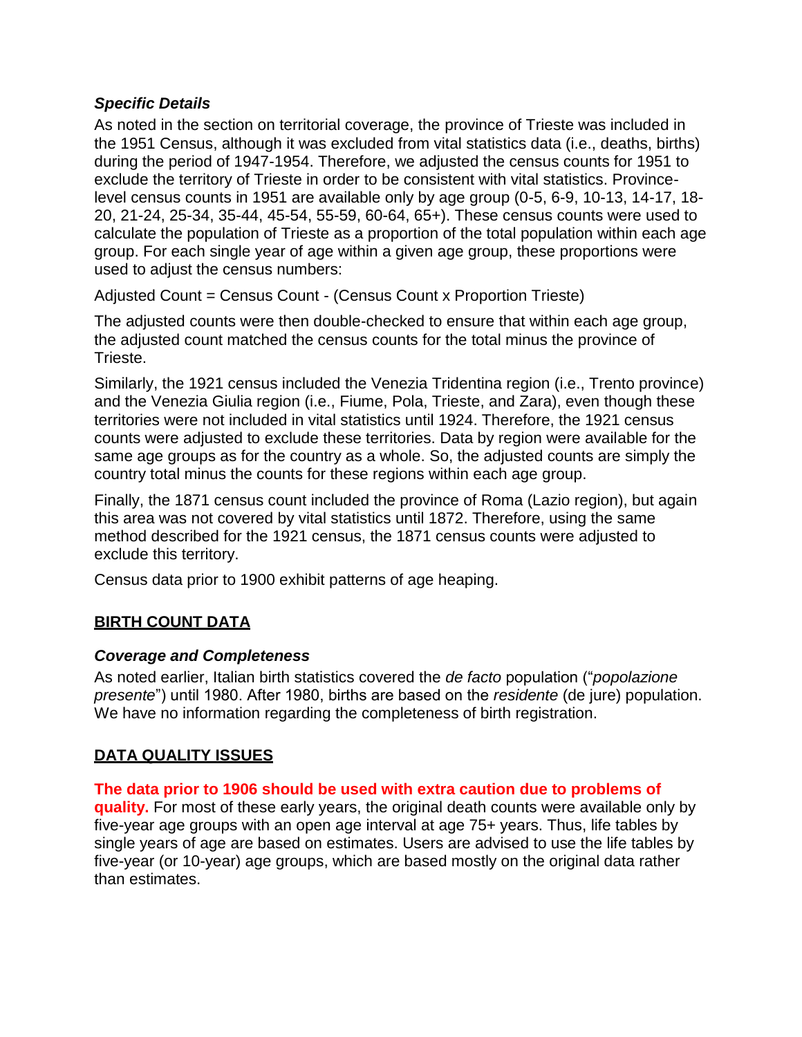### *Specific Details*

As noted in the section on territorial coverage, the province of Trieste was included in the 1951 Census, although it was excluded from vital statistics data (i.e., deaths, births) during the period of 1947-1954. Therefore, we adjusted the census counts for 1951 to exclude the territory of Trieste in order to be consistent with vital statistics. Province-level census counts in 1951 are available only by age group (0-5, 6-9, 10-13, 14-17, 18-20, 21-24, 25-34, 35-44, 45-54, 55-59, 60-64, 65+). These census counts were used to calculate the population of Trieste as a proportion of the total population within each age group. For each single year of age within a given age group, these proportions were used to adjust the census numbers:

Adjusted Count = Census Count - (Census Count x Proportion Trieste)

The adjusted counts were then double-checked to ensure that within each age group, the adjusted count matched the census counts for the total minus the province of Trieste.

Similarly, the 1921 census included the Venezia Tridentina region (i.e., Trento province) and the Venezia Giulia region (i.e., Fiume, Pola, Trieste, and Zara), even though these territories were not included in vital statistics until 1924. Therefore, the 1921 census counts were adjusted to exclude these territories. Data by region were available for the same age groups as for the country as a whole. So, the adjusted counts are simply the country total minus the counts for these regions within each age group.

Finally, the 1871 census count included the province of Roma (Lazio region), but again this area was not covered by vital statistics until 1872. Therefore, using the same method described for the 1921 census, the 1871 census counts were adjusted to exclude this territory.

Census data prior to 1900 exhibit patterns of age heaping.

## BIRTH COUNT DATA

### *Coverage and Completeness*

As noted earlier, Italian birth statistics covered the *de facto* population ("*popolazione presente*") until 1980. After 1980, births are based on the *residente* (de jure) population. We have no information regarding the completeness of birth registration.

## DATA QUALITY ISSUES

**The data prior to 1906 should be used with extra caution due to problems of quality.** For most of these early years, the original death counts were available only by five-year age groups with an open age interval at age 75+ years. Thus, life tables by single years of age are based on estimates. Users are advised to use the life tables by five-year (or 10-year) age groups, which are based mostly on the original data rather than estimates.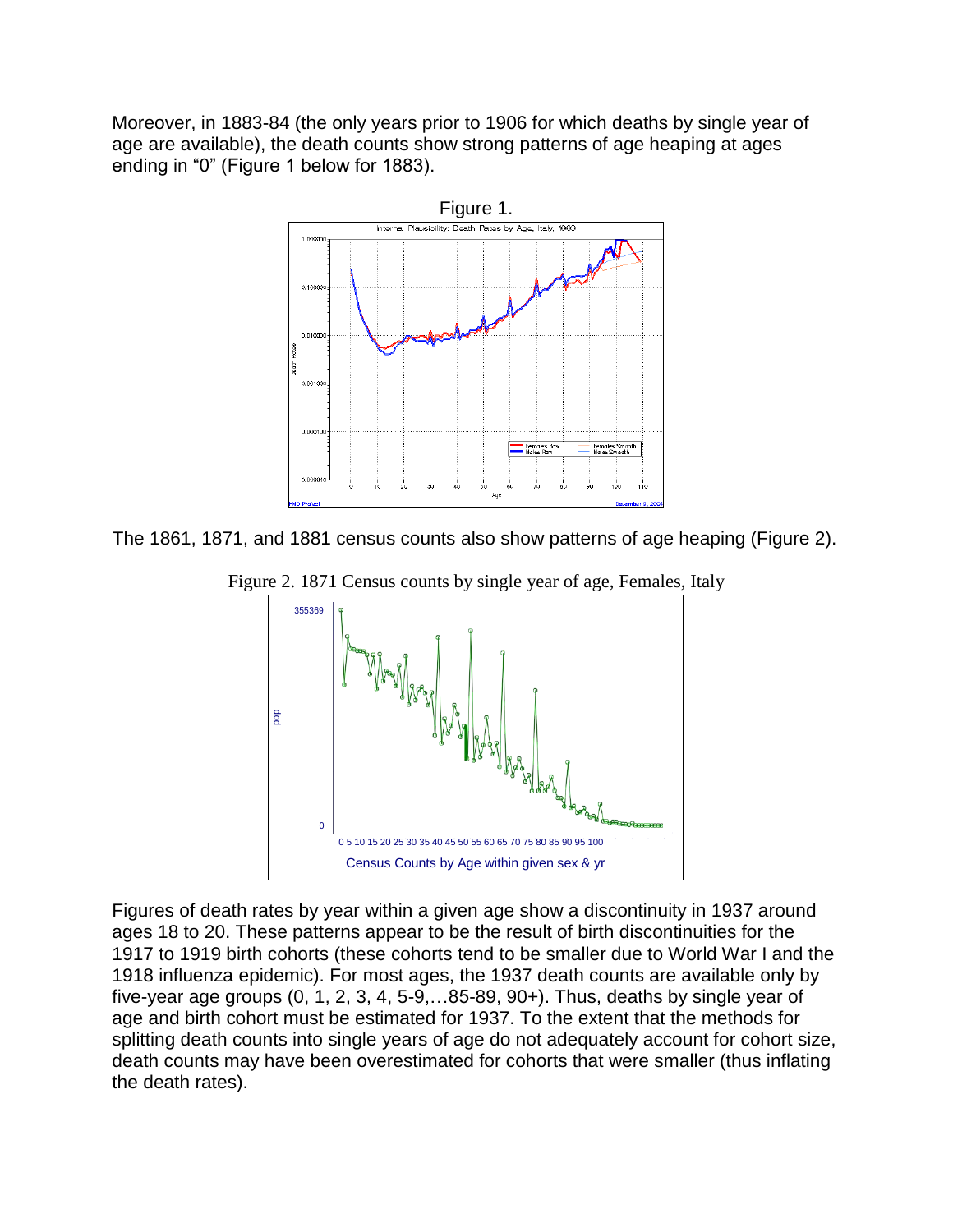Moreover, in 1883-84 (the only years prior to 1906 for which deaths by single year of age are available), the death counts show strong patterns of age heaping at ages ending in “0” (Figure 1 below for 1883).

Figure 1.

The 1861, 1871, and 1881 census counts also show patterns of age heaping (Figure 2).

Figure 2. 1871 Census counts by single year of age, Females, Italy

Figures of death rates by year within a given age show a discontinuity in 1937 around ages 18 to 20. These patterns appear to be the result of birth discontinuities for the 1917 to 1919 birth cohorts (these cohorts tend to be smaller due to World War I and the 1918 influenza epidemic). For most ages, the 1937 death counts are available only by five-year age groups (0, 1, 2, 3, 4, 5-9,…85-89, 90+). Thus, deaths by single year of age and birth cohort must be estimated for 1937. To the extent that the methods for splitting death counts into single years of age do not adequately account for cohort size, death counts may have been overestimated for cohorts that were smaller (thus inflating the death rates).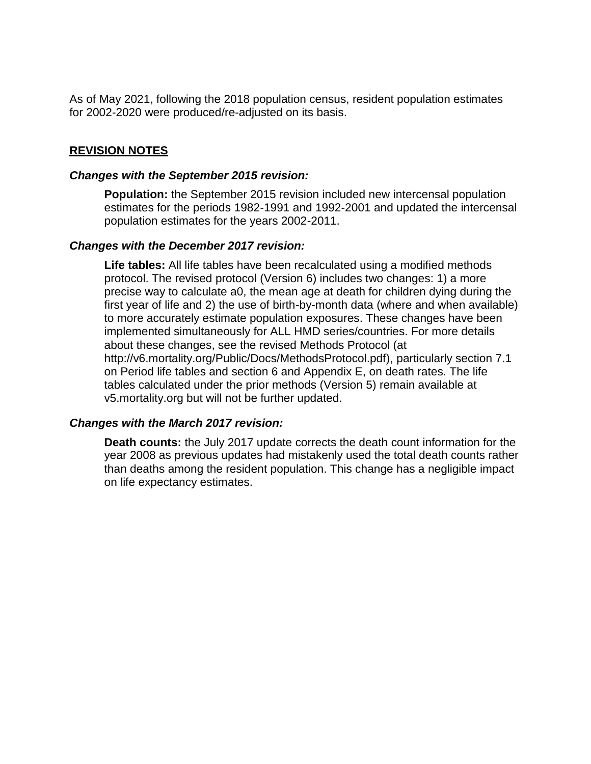As of May 2021, following the 2018 population census, resident population estimates for 2002-2020 were produced/re-adjusted on its basis.

## REVISION NOTES

***Changes with the September 2015 revision:***

> **Population:** the September 2015 revision included new intercensal population estimates for the periods 1982-1991 and 1992-2001 and updated the intercensal population estimates for the years 2002-2011.

***Changes with the December 2017 revision:***

> **Life tables:** All life tables have been recalculated using a modified methods protocol. The revised protocol (Version 6) includes two changes: 1) a more precise way to calculate a0, the mean age at death for children dying during the first year of life and 2) the use of birth-by-month data (where and when available) to more accurately estimate population exposures. These changes have been implemented simultaneously for ALL HMD series/countries. For more details about these changes, see the revised Methods Protocol (at http://v6.mortality.org/Public/Docs/MethodsProtocol.pdf), particularly section 7.1 on Period life tables and section 6 and Appendix E, on death rates. The life tables calculated under the prior methods (Version 5) remain available at v5.mortality.org but will not be further updated.

***Changes with the March 2017 revision:***

> **Death counts:** the July 2017 update corrects the death count information for the year 2008 as previous updates had mistakenly used the total death counts rather than deaths among the resident population. This change has a negligible impact on life expectancy estimates.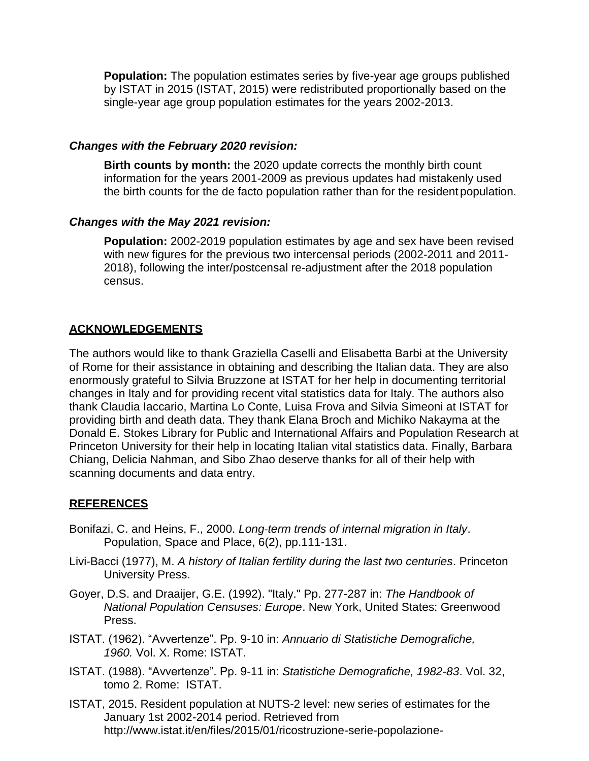**Population:** The population estimates series by five-year age groups published by ISTAT in 2015 (ISTAT, 2015) were redistributed proportionally based on the single-year age group population estimates for the years 2002-2013.

***Changes with the February 2020 revision:***

**Birth counts by month:** the 2020 update corrects the monthly birth count information for the years 2001-2009 as previous updates had mistakenly used the birth counts for the de facto population rather than for the resident population.

***Changes with the May 2021 revision:***

**Population:** 2002-2019 population estimates by age and sex have been revised with new figures for the previous two intercensal periods (2002-2011 and 2011-2018), following the inter/postcensal re-adjustment after the 2018 population census.

## ACKNOWLEDGEMENTS

The authors would like to thank Graziella Caselli and Elisabetta Barbi at the University of Rome for their assistance in obtaining and describing the Italian data. They are also enormously grateful to Silvia Bruzzone at ISTAT for her help in documenting territorial changes in Italy and for providing recent vital statistics data for Italy. The authors also thank Claudia Iaccario, Martina Lo Conte, Luisa Frova and Silvia Simeoni at ISTAT for providing birth and death data. They thank Elana Broch and Michiko Nakayma at the Donald E. Stokes Library for Public and International Affairs and Population Research at Princeton University for their help in locating Italian vital statistics data. Finally, Barbara Chiang, Delicia Nahman, and Sibo Zhao deserve thanks for all of their help with scanning documents and data entry.

## REFERENCES

Bonifazi, C. and Heins, F., 2000. *Long-term trends of internal migration in Italy*. Population, Space and Place, 6(2), pp.111-131.

Livi-Bacci (1977), M. *A history of Italian fertility during the last two centuries*. Princeton University Press.

Goyer, D.S. and Draaijer, G.E. (1992). "Italy." Pp. 277-287 in: *The Handbook of National Population Censuses: Europe*. New York, United States: Greenwood Press.

ISTAT. (1962). "Avvertenze". Pp. 9-10 in: *Annuario di Statistiche Demografiche, 1960.* Vol. X. Rome: ISTAT.

ISTAT. (1988). "Avvertenze". Pp. 9-11 in: *Statistiche Demografiche, 1982-83*. Vol. 32, tomo 2. Rome: ISTAT.

ISTAT, 2015. Resident population at NUTS-2 level: new series of estimates for the January 1st 2002-2014 period. Retrieved from http://www.istat.it/en/files/2015/01/ricostruzione-serie-popolazione-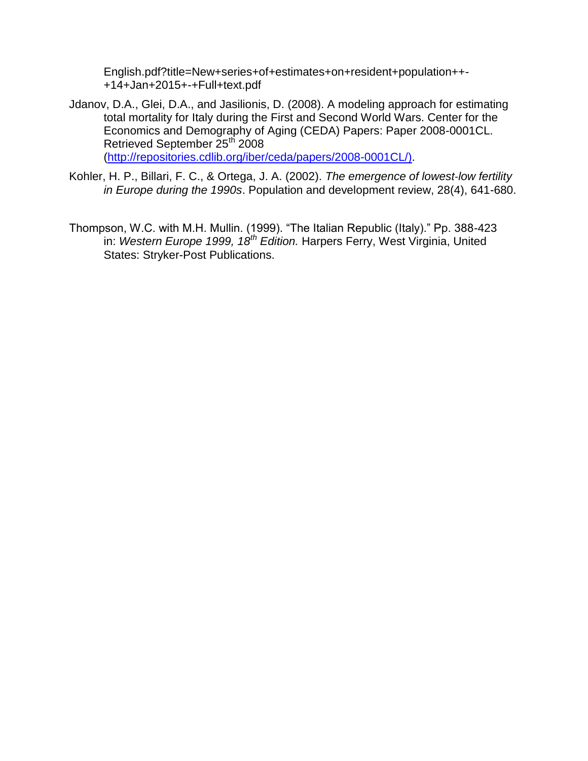English.pdf?title=New+series+of+estimates+on+resident+population++-+14+Jan+2015+-+Full+text.pdf

Jdanov, D.A., Glei, D.A., and Jasilionis, D. (2008). A modeling approach for estimating total mortality for Italy during the First and Second World Wars. Center for the Economics and Demography of Aging (CEDA) Papers: Paper 2008-0001CL. Retrieved September 25th 2008 (http://repositories.cdlib.org/iber/ceda/papers/2008-0001CL/).

Kohler, H. P., Billari, F. C., & Ortega, J. A. (2002). *The emergence of lowest-low fertility in Europe during the 1990s*. Population and development review, 28(4), 641-680.

Thompson, W.C. with M.H. Mullin. (1999). "The Italian Republic (Italy)." Pp. 388-423 in: *Western Europe 1999, 18th Edition.* Harpers Ferry, West Virginia, United States: Stryker-Post Publications.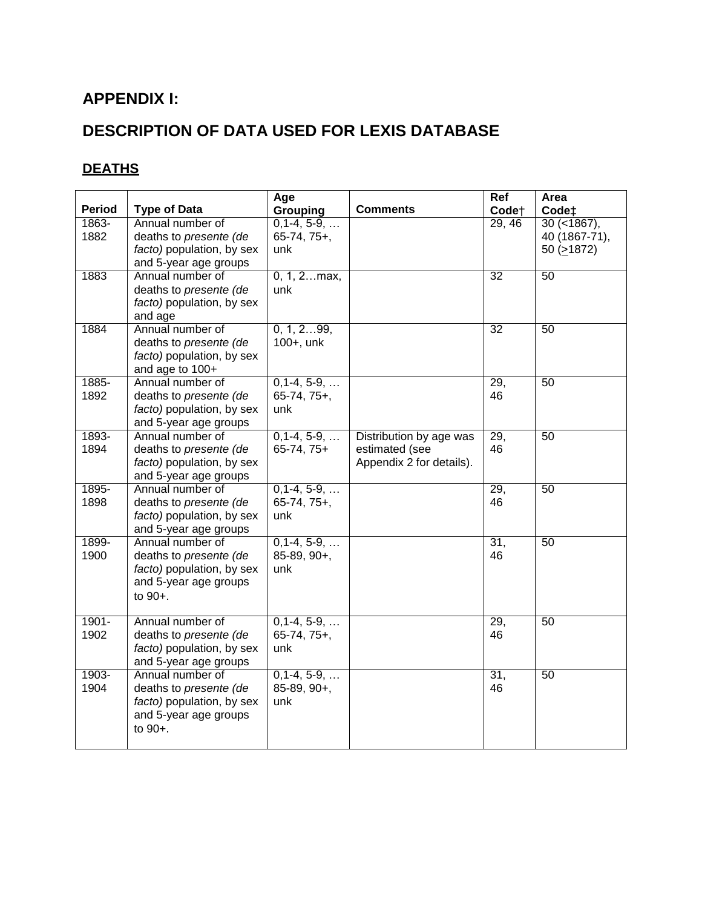## APPENDIX I:

## DESCRIPTION OF DATA USED FOR LEXIS DATABASE

### DEATHS

| Period | Type of Data | Age Grouping | Comments | Ref Code† | Area Code‡ |
|---|---|---|---|---|---|
| 1863-1882 | Annual number of deaths to *presente (de facto)* population, by sex and 5-year age groups | 0,1-4, 5-9, … 65-74, 75+, unk | | 29, 46 | 30 (<1867), 40 (1867-71), 50 (≥1872) |
| 1883 | Annual number of deaths to *presente (de facto)* population, by sex and age | 0, 1, 2…max, unk | | 32 | 50 |
| 1884 | Annual number of deaths to *presente (de facto)* population, by sex and age to 100+ | 0, 1, 2…99, 100+, unk | | 32 | 50 |
| 1885-1892 | Annual number of deaths to *presente (de facto)* population, by sex and 5-year age groups | 0,1-4, 5-9, … 65-74, 75+, unk | | 29, 46 | 50 |
| 1893-1894 | Annual number of deaths to *presente (de facto)* population, by sex and 5-year age groups | 0,1-4, 5-9, … 65-74, 75+ | Distribution by age was estimated (see Appendix 2 for details). | 29, 46 | 50 |
| 1895-1898 | Annual number of deaths to *presente (de facto)* population, by sex and 5-year age groups | 0,1-4, 5-9, … 65-74, 75+, unk | | 29, 46 | 50 |
| 1899-1900 | Annual number of deaths to *presente (de facto)* population, by sex and 5-year age groups to 90+. | 0,1-4, 5-9, … 85-89, 90+, unk | | 31, 46 | 50 |
| 1901-1902 | Annual number of deaths to *presente (de facto)* population, by sex and 5-year age groups | 0,1-4, 5-9, … 65-74, 75+, unk | | 29, 46 | 50 |
| 1903-1904 | Annual number of deaths to *presente (de facto)* population, by sex and 5-year age groups to 90+. | 0,1-4, 5-9, … 85-89, 90+, unk | | 31, 46 | 50 |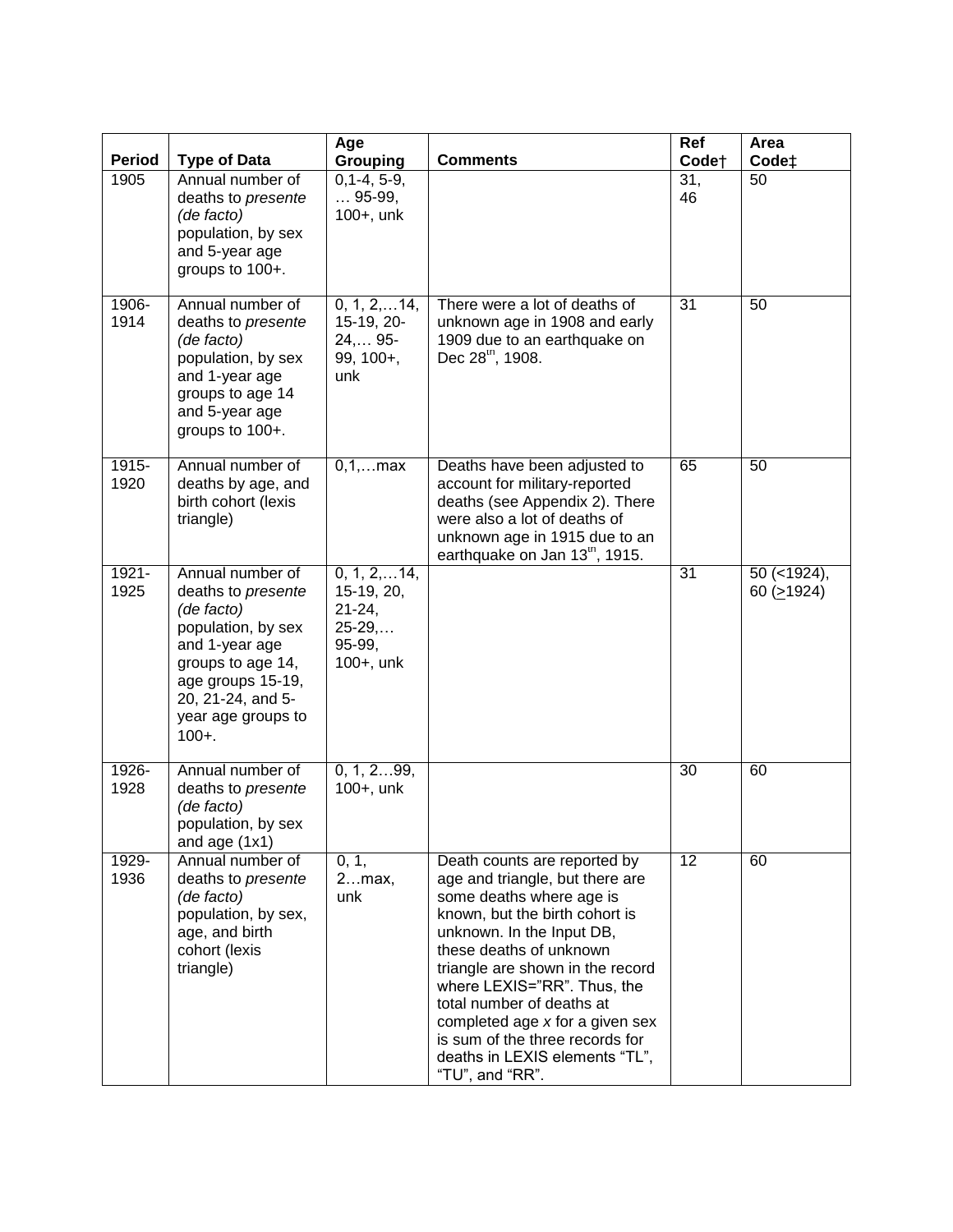| Period | Type of Data | Age Grouping | Comments | Ref Code† | Area Code‡ |
|---|---|---|---|---|---|
| 1905 | Annual number of deaths to *presente (de facto)* population, by sex and 5-year age groups to 100+. | 0,1-4, 5-9, … 95-99, 100+, unk | | 31, 46 | 50 |
| 1906-1914 | Annual number of deaths to *presente (de facto)* population, by sex and 1-year age groups to age 14 and 5-year age groups to 100+. | 0, 1, 2,…14, 15-19, 20-24,… 95-99, 100+, unk | There were a lot of deaths of unknown age in 1908 and early 1909 due to an earthquake on Dec 28th, 1908. | 31 | 50 |
| 1915-1920 | Annual number of deaths by age, and birth cohort (lexis triangle) | 0,1,…max | Deaths have been adjusted to account for military-reported deaths (see Appendix 2). There were also a lot of deaths of unknown age in 1915 due to an earthquake on Jan 13th, 1915. | 65 | 50 |
| 1921-1925 | Annual number of deaths to *presente (de facto)* population, by sex and 1-year age groups to age 14, age groups 15-19, 20, 21-24, and 5-year age groups to 100+. | 0, 1, 2,…14, 15-19, 20, 21-24, 25-29,… 95-99, 100+, unk | | 31 | 50 (<1924), 60 (≥1924) |
| 1926-1928 | Annual number of deaths to *presente (de facto)* population, by sex and age (1x1) | 0, 1, 2…99, 100+, unk | | 30 | 60 |
| 1929-1936 | Annual number of deaths to *presente (de facto)* population, by sex, age, and birth cohort (lexis triangle) | 0, 1, 2…max, unk | Death counts are reported by age and triangle, but there are some deaths where age is known, but the birth cohort is unknown. In the Input DB, these deaths of unknown triangle are shown in the record where LEXIS="RR". Thus, the total number of deaths at completed age *x* for a given sex is sum of the three records for deaths in LEXIS elements "TL", "TU", and "RR". | 12 | 60 |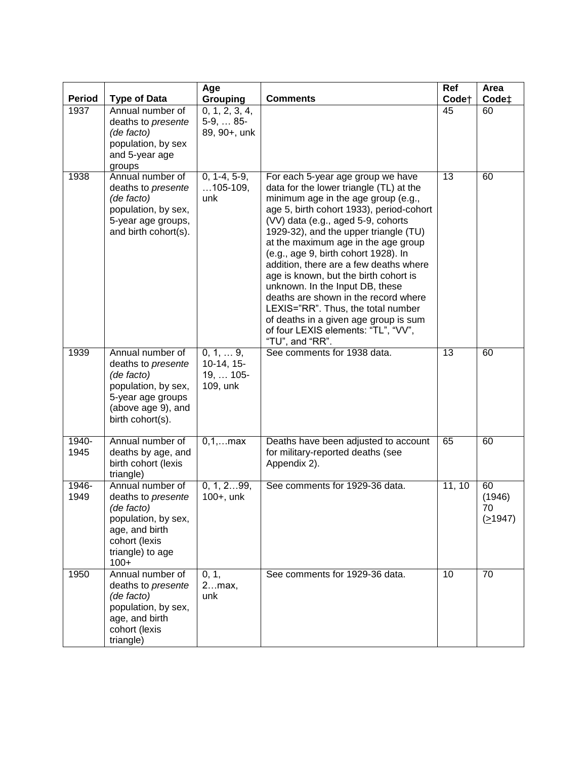| Period | Type of Data | Age Grouping | Comments | Ref Code† | Area Code‡ |
|---|---|---|---|---|---|
| 1937 | Annual number of deaths to *presente (de facto)* population, by sex and 5-year age groups | 0, 1, 2, 3, 4, 5-9, … 85-89, 90+, unk | | 45 | 60 |
| 1938 | Annual number of deaths to *presente (de facto)* population, by sex, 5-year age groups, and birth cohort(s). | 0, 1-4, 5-9, …105-109, unk | For each 5-year age group we have data for the lower triangle (TL) at the minimum age in the age group (e.g., age 5, birth cohort 1933), period-cohort (VV) data (e.g., aged 5-9, cohorts 1929-32), and the upper triangle (TU) at the maximum age in the age group (e.g., age 9, birth cohort 1928). In addition, there are a few deaths where age is known, but the birth cohort is unknown. In the Input DB, these deaths are shown in the record where LEXIS="RR". Thus, the total number of deaths in a given age group is sum of four LEXIS elements: "TL", "VV", "TU", and "RR". | 13 | 60 |
| 1939 | Annual number of deaths to *presente (de facto)* population, by sex, 5-year age groups (above age 9), and birth cohort(s). | 0, 1, … 9, 10-14, 15-19, … 105-109, unk | See comments for 1938 data. | 13 | 60 |
| 1940-1945 | Annual number of deaths by age, and birth cohort (lexis triangle) | 0,1,…max | Deaths have been adjusted to account for military-reported deaths (see Appendix 2). | 65 | 60 |
| 1946-1949 | Annual number of deaths to *presente (de facto)* population, by sex, age, and birth cohort (lexis triangle) to age 100+ | 0, 1, 2…99, 100+, unk | See comments for 1929-36 data. | 11, 10 | 60 (1946) 70 (≥1947) |
| 1950 | Annual number of deaths to *presente (de facto)* population, by sex, age, and birth cohort (lexis triangle) | 0, 1, 2…max, unk | See comments for 1929-36 data. | 10 | 70 |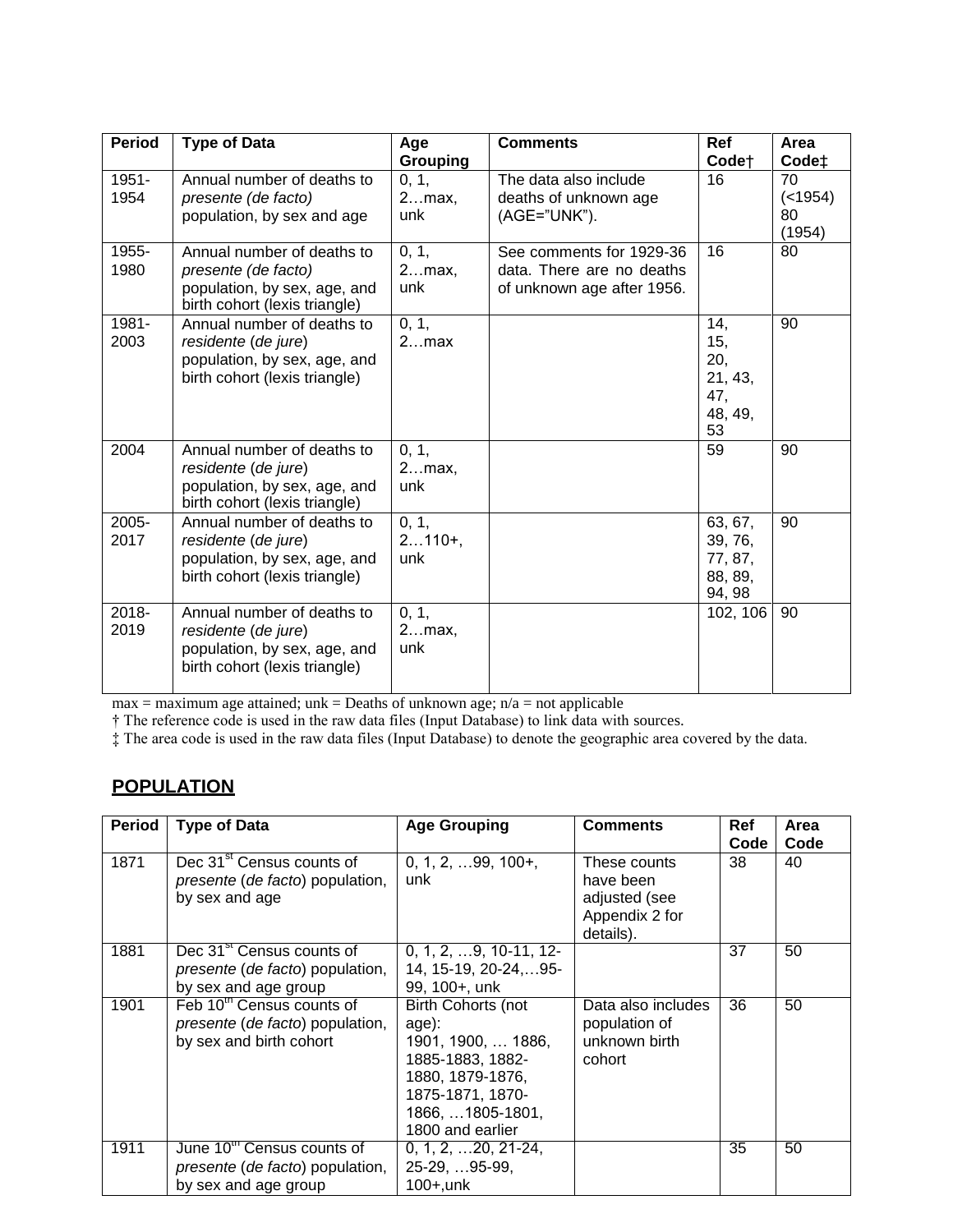| Period | Type of Data | Age Grouping | Comments | Ref Code† | Area Code‡ |
|---|---|---|---|---|---|
| 1951-1954 | Annual number of deaths to *presente (de facto)* population, by sex and age | 0, 1, 2…max, unk | The data also include deaths of unknown age (AGE="UNK"). | 16 | 70 (<1954) 80 (1954) |
| 1955-1980 | Annual number of deaths to *presente (de facto)* population, by sex, age, and birth cohort (lexis triangle) | 0, 1, 2…max, unk | See comments for 1929-36 data. There are no deaths of unknown age after 1956. | 16 | 80 |
| 1981-2003 | Annual number of deaths to *residente* (*de jure*) population, by sex, age, and birth cohort (lexis triangle) | 0, 1, 2…max | | 14, 15, 20, 21, 43, 47, 48, 49, 53 | 90 |
| 2004 | Annual number of deaths to *residente* (*de jure*) population, by sex, age, and birth cohort (lexis triangle) | 0, 1, 2…max, unk | | 59 | 90 |
| 2005-2017 | Annual number of deaths to *residente* (*de jure*) population, by sex, age, and birth cohort (lexis triangle) | 0, 1, 2…110+, unk | | 63, 67, 39, 76, 77, 87, 88, 89, 94, 98 | 90 |
| 2018-2019 | Annual number of deaths to *residente* (*de jure*) population, by sex, age, and birth cohort (lexis triangle) | 0, 1, 2…max, unk | | 102, 106 | 90 |

max = maximum age attained; unk = Deaths of unknown age; n/a = not applicable

† The reference code is used in the raw data files (Input Database) to link data with sources.

‡ The area code is used in the raw data files (Input Database) to denote the geographic area covered by the data.

## POPULATION

| Period | Type of Data | Age Grouping | Comments | Ref Code | Area Code |
|---|---|---|---|---|---|
| 1871 | Dec 31st Census counts of *presente* (*de facto*) population, by sex and age | 0, 1, 2, …99, 100+, unk | These counts have been adjusted (see Appendix 2 for details). | 38 | 40 |
| 1881 | Dec 31st Census counts of *presente* (*de facto*) population, by sex and age group | 0, 1, 2, …9, 10-11, 12-14, 15-19, 20-24,…95-99, 100+, unk | | 37 | 50 |
| 1901 | Feb 10th Census counts of *presente* (*de facto*) population, by sex and birth cohort | Birth Cohorts (not age): 1901, 1900, … 1886, 1885-1883, 1882-1880, 1879-1876, 1875-1871, 1870-1866, …1805-1801, 1800 and earlier | Data also includes population of unknown birth cohort | 36 | 50 |
| 1911 | June 10th Census counts of *presente* (*de facto*) population, by sex and age group | 0, 1, 2, …20, 21-24, 25-29, …95-99, 100+,unk | | 35 | 50 |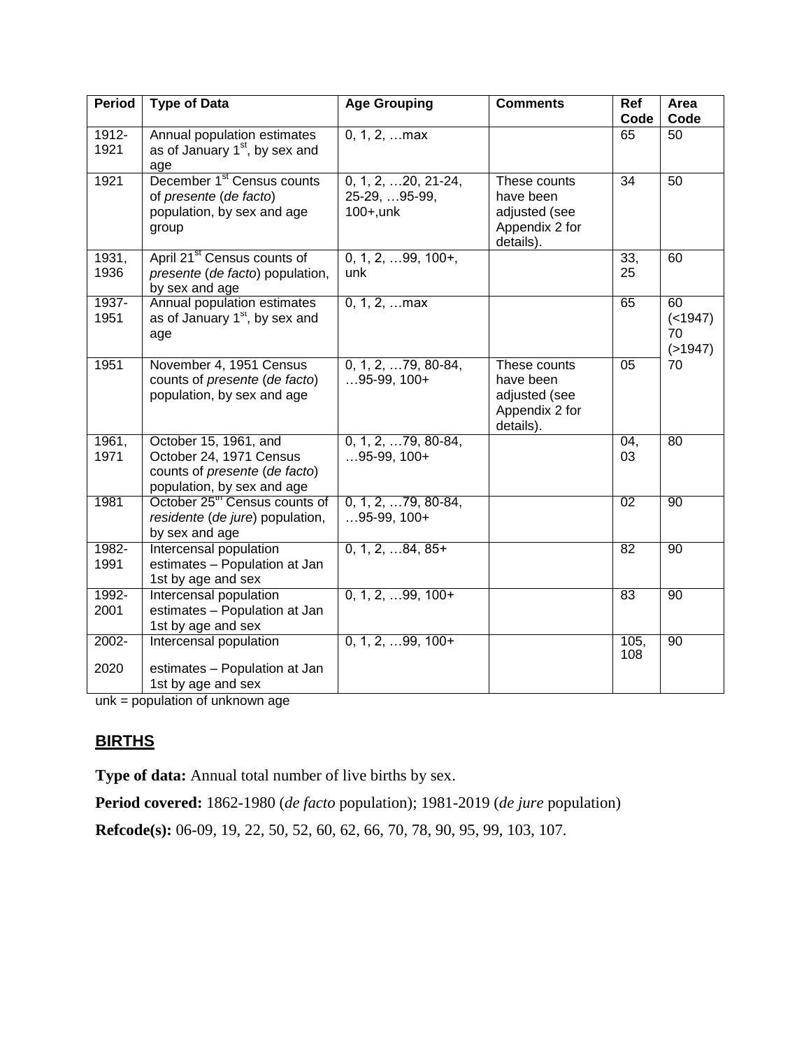| Period | Type of Data | Age Grouping | Comments | Ref Code | Area Code |
|---|---|---|---|---|---|
| 1912-1921 | Annual population estimates as of January 1st, by sex and age | 0, 1, 2, …max | | 65 | 50 |
| 1921 | December 1st Census counts of *presente* (*de facto*) population, by sex and age group | 0, 1, 2, …20, 21-24, 25-29, …95-99, 100+,unk | These counts have been adjusted (see Appendix 2 for details). | 34 | 50 |
| 1931, 1936 | April 21st Census counts of *presente* (*de facto*) population, by sex and age | 0, 1, 2, …99, 100+, unk | | 33, 25 | 60 |
| 1937-1951 | Annual population estimates as of January 1st, by sex and age | 0, 1, 2, …max | | 65 | 60 (<1947) 70 (>1947) |
| 1951 | November 4, 1951 Census counts of *presente* (*de facto*) population, by sex and age | 0, 1, 2, …79, 80-84, …95-99, 100+ | These counts have been adjusted (see Appendix 2 for details). | 05 | 70 |
| 1961, 1971 | October 15, 1961, and October 24, 1971 Census counts of *presente* (*de facto*) population, by sex and age | 0, 1, 2, …79, 80-84, …95-99, 100+ | | 04, 03 | 80 |
| 1981 | October 25th Census counts of *residente* (*de jure*) population, by sex and age | 0, 1, 2, …79, 80-84, …95-99, 100+ | | 02 | 90 |
| 1982-1991 | Intercensal population estimates – Population at Jan 1st by age and sex | 0, 1, 2, …84, 85+ | | 82 | 90 |
| 1992-2001 | Intercensal population estimates – Population at Jan 1st by age and sex | 0, 1, 2, …99, 100+ | | 83 | 90 |
| 2002-2020 | Intercensal population estimates – Population at Jan 1st by age and sex | 0, 1, 2, …99, 100+ | | 105, 108 | 90 |

unk = population of unknown age

## BIRTHS

**Type of data:** Annual total number of live births by sex.

**Period covered:** 1862-1980 (*de facto* population); 1981-2019 (*de jure* population)

**Refcode(s):** 06-09, 19, 22, 50, 52, 60, 62, 66, 70, 78, 90, 95, 99, 103, 107.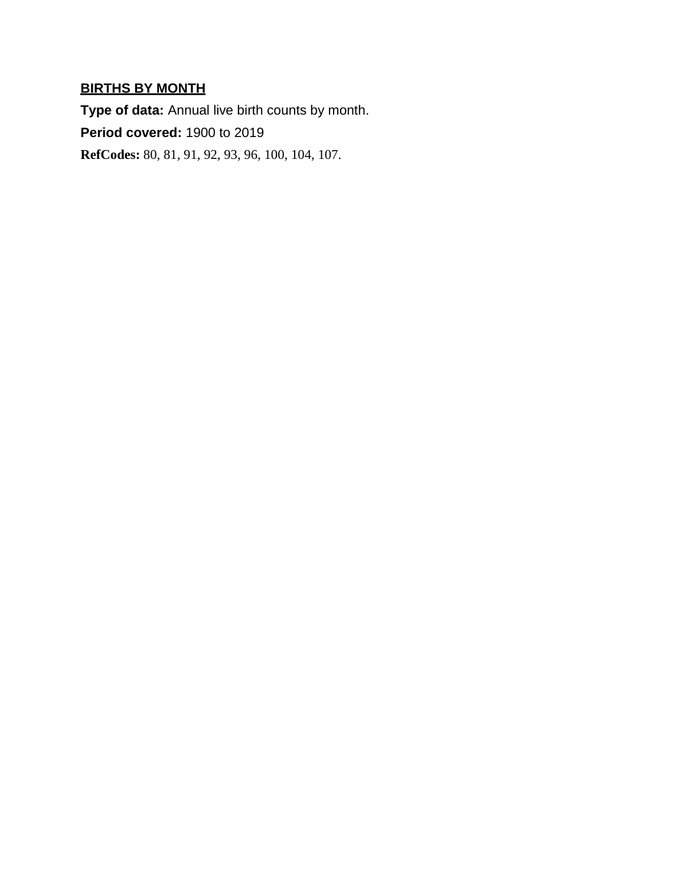**BIRTHS BY MONTH**

**Type of data:** Annual live birth counts by month.

**Period covered:** 1900 to 2019

**RefCodes:** 80, 81, 91, 92, 93, 96, 100, 104, 107.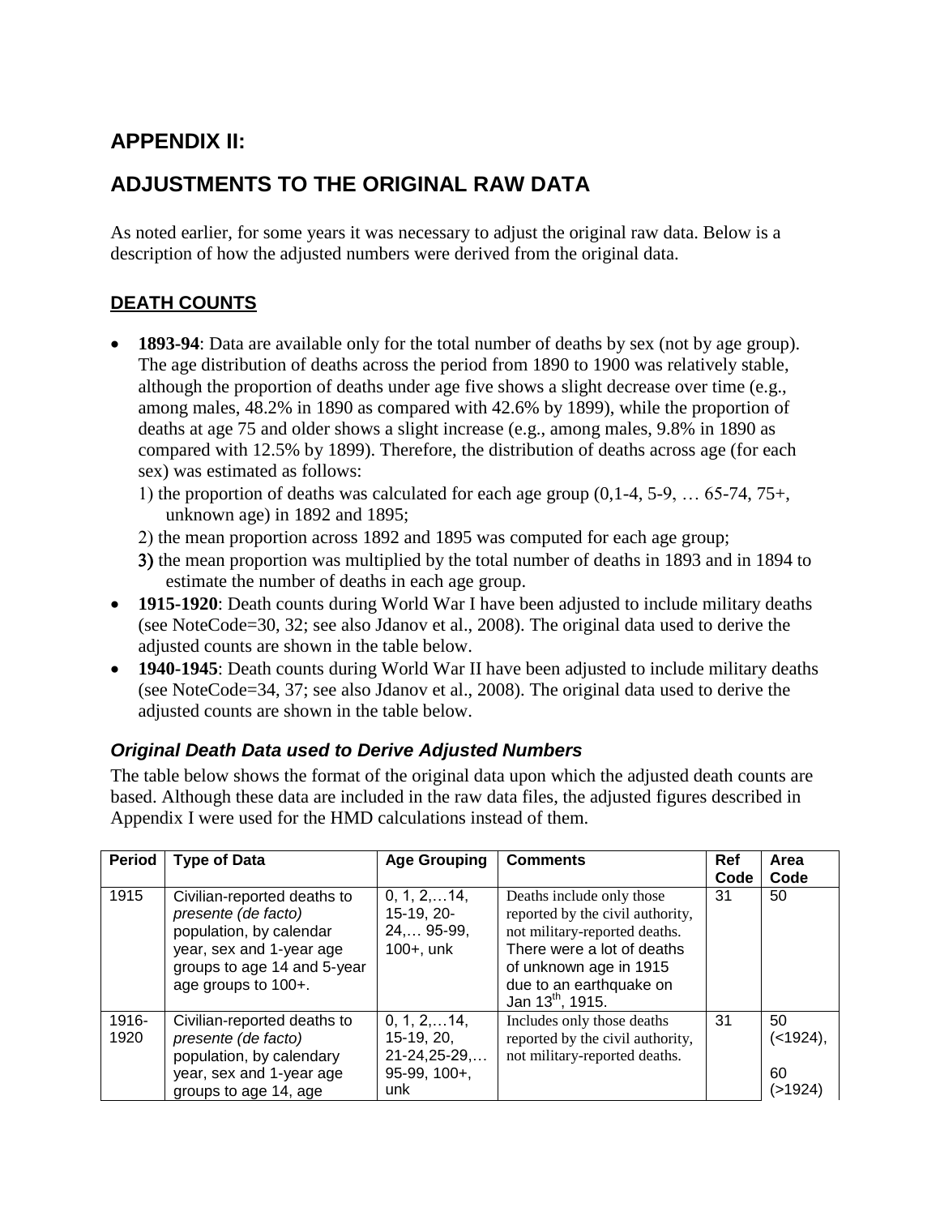## APPENDIX II:

## ADJUSTMENTS TO THE ORIGINAL RAW DATA

As noted earlier, for some years it was necessary to adjust the original raw data. Below is a description of how the adjusted numbers were derived from the original data.

### DEATH COUNTS

- **1893-94**: Data are available only for the total number of deaths by sex (not by age group). The age distribution of deaths across the period from 1890 to 1900 was relatively stable, although the proportion of deaths under age five shows a slight decrease over time (e.g., among males, 48.2% in 1890 as compared with 42.6% by 1899), while the proportion of deaths at age 75 and older shows a slight increase (e.g., among males, 9.8% in 1890 as compared with 12.5% by 1899). Therefore, the distribution of deaths across age (for each sex) was estimated as follows:
  1) the proportion of deaths was calculated for each age group (0,1-4, 5-9, … 65-74, 75+, unknown age) in 1892 and 1895;
  2) the mean proportion across 1892 and 1895 was computed for each age group;
  3) the mean proportion was multiplied by the total number of deaths in 1893 and in 1894 to estimate the number of deaths in each age group.
- **1915-1920**: Death counts during World War I have been adjusted to include military deaths (see NoteCode=30, 32; see also Jdanov et al., 2008). The original data used to derive the adjusted counts are shown in the table below.
- **1940-1945**: Death counts during World War II have been adjusted to include military deaths (see NoteCode=34, 37; see also Jdanov et al., 2008). The original data used to derive the adjusted counts are shown in the table below.

### *Original Death Data used to Derive Adjusted Numbers*

The table below shows the format of the original data upon which the adjusted death counts are based. Although these data are included in the raw data files, the adjusted figures described in Appendix I were used for the HMD calculations instead of them.

| Period | Type of Data | Age Grouping | Comments | Ref Code | Area Code |
|---|---|---|---|---|---|
| 1915 | Civilian-reported deaths to *presente (de facto)* population, by calendar year, sex and 1-year age groups to age 14 and 5-year age groups to 100+. | 0, 1, 2,…14, 15-19, 20-24,… 95-99, 100+, unk | Deaths include only those reported by the civil authority, not military-reported deaths. There were a lot of deaths of unknown age in 1915 due to an earthquake on Jan 13th, 1915. | 31 | 50 |
| 1916-1920 | Civilian-reported deaths to *presente (de facto)* population, by calendary year, sex and 1-year age groups to age 14, age | 0, 1, 2,…14, 15-19, 20, 21-24,25-29,… 95-99, 100+, unk | Includes only those deaths reported by the civil authority, not military-reported deaths. | 31 | 50 (<1924), 60 (>1924) |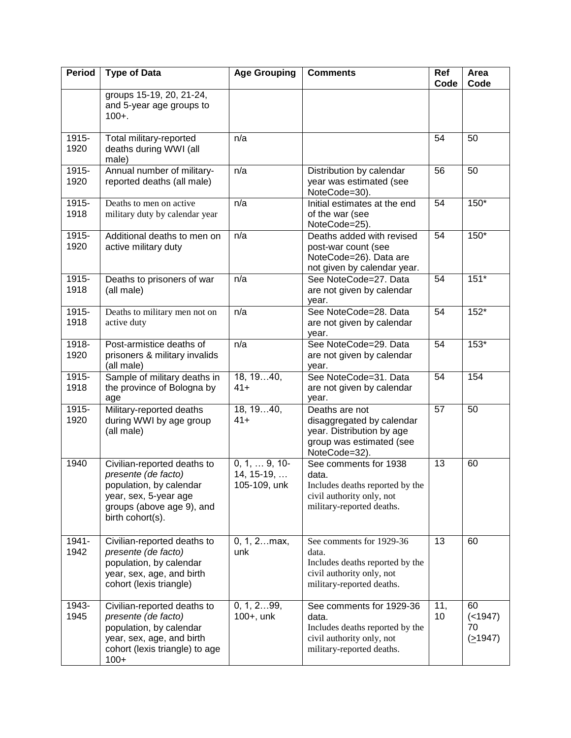| Period | Type of Data | Age Grouping | Comments | Ref Code | Area Code |
|---|---|---|---|---|---|
| | groups 15-19, 20, 21-24, and 5-year age groups to 100+. | | | | |
| 1915-1920 | Total military-reported deaths during WWI (all male) | n/a | | 54 | 50 |
| 1915-1920 | Annual number of military-reported deaths (all male) | n/a | Distribution by calendar year was estimated (see NoteCode=30). | 56 | 50 |
| 1915-1918 | Deaths to men on active military duty by calendar year | n/a | Initial estimates at the end of the war (see NoteCode=25). | 54 | 150* |
| 1915-1920 | Additional deaths to men on active military duty | n/a | Deaths added with revised post-war count (see NoteCode=26). Data are not given by calendar year. | 54 | 150* |
| 1915-1918 | Deaths to prisoners of war (all male) | n/a | See NoteCode=27. Data are not given by calendar year. | 54 | 151* |
| 1915-1918 | Deaths to military men not on active duty | n/a | See NoteCode=28. Data are not given by calendar year. | 54 | 152* |
| 1918-1920 | Post-armistice deaths of prisoners & military invalids (all male) | n/a | See NoteCode=29. Data are not given by calendar year. | 54 | 153* |
| 1915-1918 | Sample of military deaths in the province of Bologna by age | 18, 19…40, 41+ | See NoteCode=31. Data are not given by calendar year. | 54 | 154 |
| 1915-1920 | Military-reported deaths during WWI by age group (all male) | 18, 19…40, 41+ | Deaths are not disaggregated by calendar year. Distribution by age group was estimated (see NoteCode=32). | 57 | 50 |
| 1940 | Civilian-reported deaths to *presente (de facto)* population, by calendar year, sex, 5-year age groups (above age 9), and birth cohort(s). | 0, 1, … 9, 10-14, 15-19, … 105-109, unk | See comments for 1938 data. Includes deaths reported by the civil authority only, not military-reported deaths. | 13 | 60 |
| 1941-1942 | Civilian-reported deaths to *presente (de facto)* population, by calendar year, sex, age, and birth cohort (lexis triangle) | 0, 1, 2…max, unk | See comments for 1929-36 data. Includes deaths reported by the civil authority only, not military-reported deaths. | 13 | 60 |
| 1943-1945 | Civilian-reported deaths to *presente (de facto)* population, by calendar year, sex, age, and birth cohort (lexis triangle) to age 100+ | 0, 1, 2…99, 100+, unk | See comments for 1929-36 data. Includes deaths reported by the civil authority only, not military-reported deaths. | 11, 10 | 60 (<1947) 70 (≥1947) |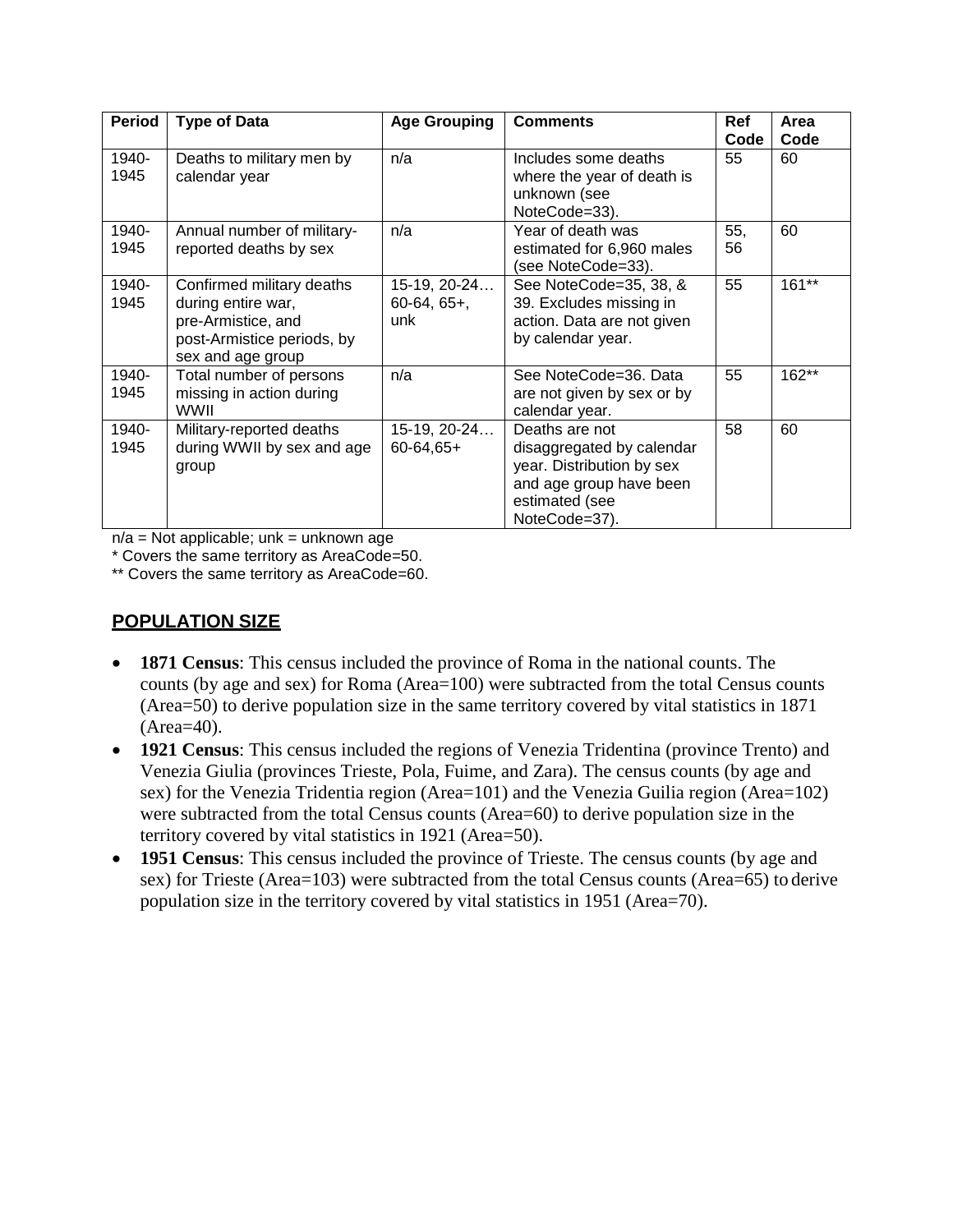| Period | Type of Data | Age Grouping | Comments | Ref Code | Area Code |
|---|---|---|---|---|---|
| 1940-1945 | Deaths to military men by calendar year | n/a | Includes some deaths where the year of death is unknown (see NoteCode=33). | 55 | 60 |
| 1940-1945 | Annual number of military-reported deaths by sex | n/a | Year of death was estimated for 6,960 males (see NoteCode=33). | 55, 56 | 60 |
| 1940-1945 | Confirmed military deaths during entire war, pre-Armistice, and post-Armistice periods, by sex and age group | 15-19, 20-24… 60-64, 65+, unk | See NoteCode=35, 38, & 39. Excludes missing in action. Data are not given by calendar year. | 55 | 161** |
| 1940-1945 | Total number of persons missing in action during WWII | n/a | See NoteCode=36. Data are not given by sex or by calendar year. | 55 | 162** |
| 1940-1945 | Military-reported deaths during WWII by sex and age group | 15-19, 20-24… 60-64,65+ | Deaths are not disaggregated by calendar year. Distribution by sex and age group have been estimated (see NoteCode=37). | 58 | 60 |

n/a = Not applicable; unk = unknown age

* Covers the same territory as AreaCode=50.

** Covers the same territory as AreaCode=60.

## POPULATION SIZE

- **1871 Census**: This census included the province of Roma in the national counts. The counts (by age and sex) for Roma (Area=100) were subtracted from the total Census counts (Area=50) to derive population size in the same territory covered by vital statistics in 1871 (Area=40).
- **1921 Census**: This census included the regions of Venezia Tridentina (province Trento) and Venezia Giulia (provinces Trieste, Pola, Fuime, and Zara). The census counts (by age and sex) for the Venezia Tridentia region (Area=101) and the Venezia Guilia region (Area=102) were subtracted from the total Census counts (Area=60) to derive population size in the territory covered by vital statistics in 1921 (Area=50).
- **1951 Census**: This census included the province of Trieste. The census counts (by age and sex) for Trieste (Area=103) were subtracted from the total Census counts (Area=65) to derive population size in the territory covered by vital statistics in 1951 (Area=70).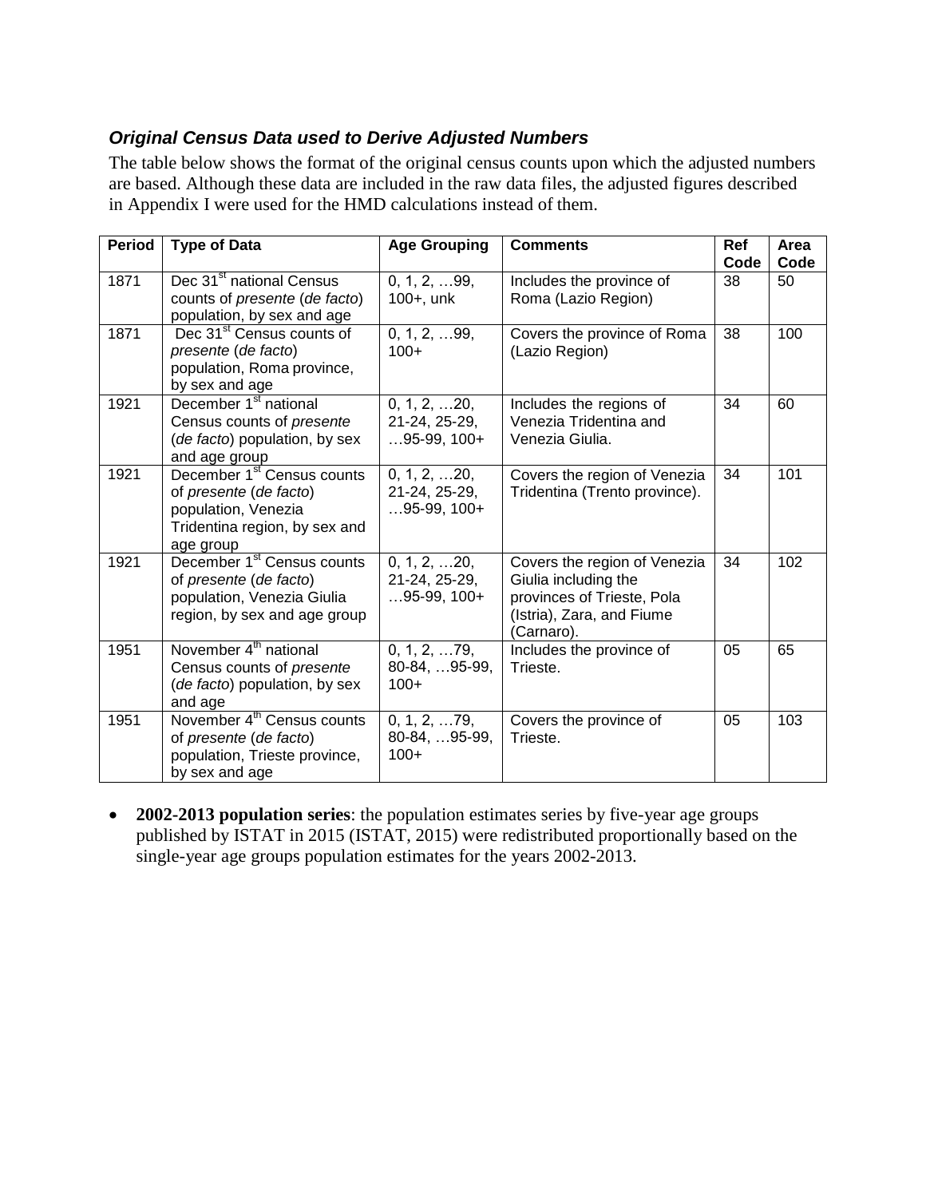### ***Original Census Data used to Derive Adjusted Numbers***

The table below shows the format of the original census counts upon which the adjusted numbers are based. Although these data are included in the raw data files, the adjusted figures described in Appendix I were used for the HMD calculations instead of them.

| Period | Type of Data | Age Grouping | Comments | Ref Code | Area Code |
|---|---|---|---|---|---|
| 1871 | Dec 31st national Census counts of *presente* (*de facto*) population, by sex and age | 0, 1, 2, …99, 100+, unk | Includes the province of Roma (Lazio Region) | 38 | 50 |
| 1871 | Dec 31st Census counts of *presente* (*de facto*) population, Roma province, by sex and age | 0, 1, 2, …99, 100+ | Covers the province of Roma (Lazio Region) | 38 | 100 |
| 1921 | December 1st national Census counts of *presente* (*de facto*) population, by sex and age group | 0, 1, 2, …20, 21-24, 25-29, …95-99, 100+ | Includes the regions of Venezia Tridentina and Venezia Giulia. | 34 | 60 |
| 1921 | December 1st Census counts of *presente* (*de facto*) population, Venezia Tridentina region, by sex and age group | 0, 1, 2, …20, 21-24, 25-29, …95-99, 100+ | Covers the region of Venezia Tridentina (Trento province). | 34 | 101 |
| 1921 | December 1st Census counts of *presente* (*de facto*) population, Venezia Giulia region, by sex and age group | 0, 1, 2, …20, 21-24, 25-29, …95-99, 100+ | Covers the region of Venezia Giulia including the provinces of Trieste, Pola (Istria), Zara, and Fiume (Carnaro). | 34 | 102 |
| 1951 | November 4th national Census counts of *presente* (*de facto*) population, by sex and age | 0, 1, 2, …79, 80-84, …95-99, 100+ | Includes the province of Trieste. | 05 | 65 |
| 1951 | November 4th Census counts of *presente* (*de facto*) population, Trieste province, by sex and age | 0, 1, 2, …79, 80-84, …95-99, 100+ | Covers the province of Trieste. | 05 | 103 |

- **2002-2013 population series**: the population estimates series by five-year age groups published by ISTAT in 2015 (ISTAT, 2015) were redistributed proportionally based on the single-year age groups population estimates for the years 2002-2013.